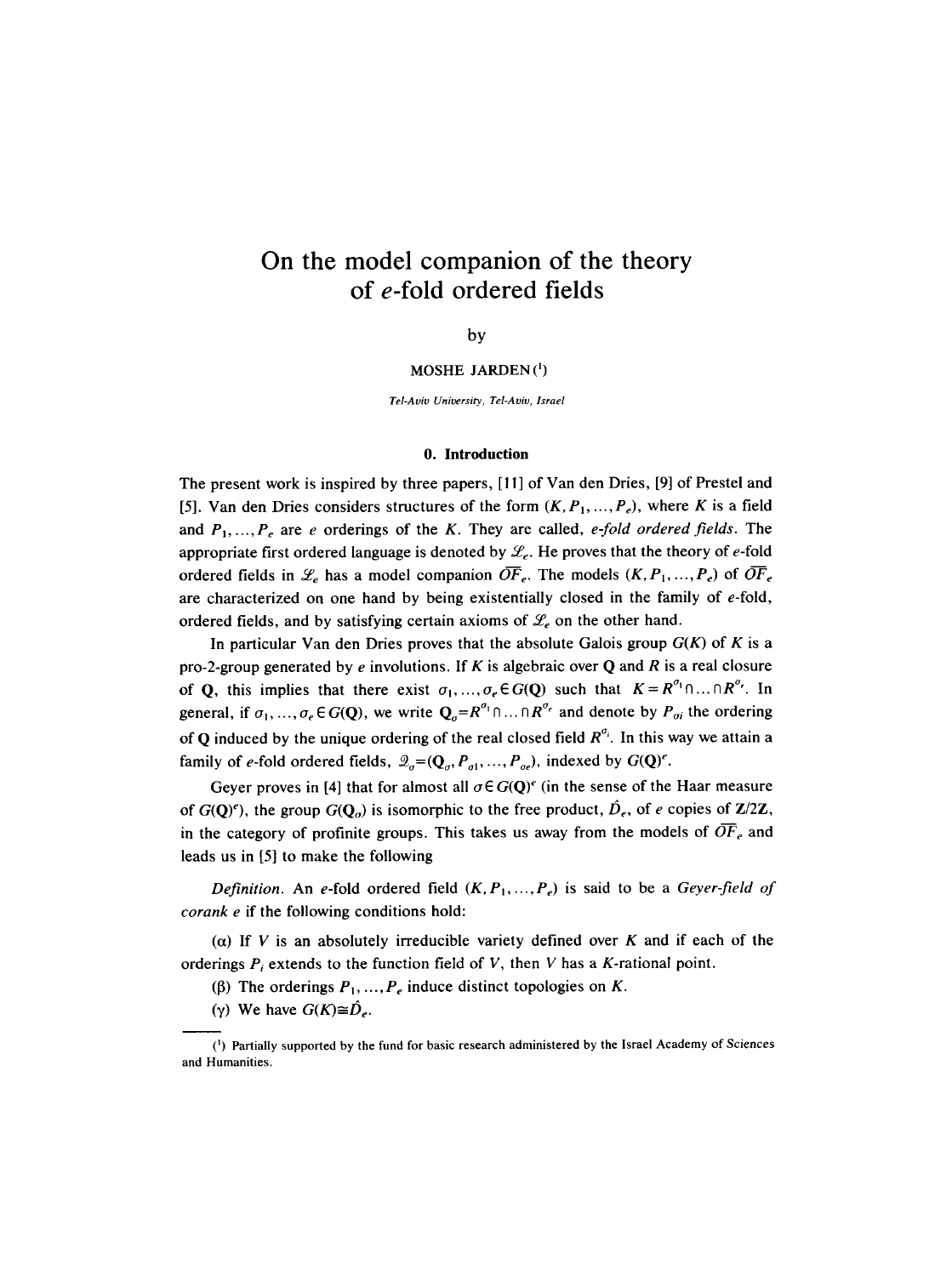# On the model companion of the theory of $e$-fold ordered fields

by

MOSHE JARDEN[1]

*Tel-Aviv University, Tel-Aviv, Israel*

## 0. Introduction

The present work is inspired by three papers, [11] of Van den Dries, [9] of Prestel and [5]. Van den Dries considers structures of the form $(K, P_1, \ldots, P_e)$, where $K$ is a field and $P_1, \ldots, P_e$ are $e$ orderings of the $K$. They are called, *e-fold ordered fields*. The appropriate first ordered language is denoted by $\mathcal{L}_e$. He proves that the theory of $e$-fold ordered fields in $\mathcal{L}_e$ has a model companion $\overline{OF}_e$. The models $(K, P_1, \ldots, P_e)$ of $\overline{OF}_e$ are characterized on one hand by being existentially closed in the family of $e$-fold, ordered fields, and by satisfying certain axioms of $\mathcal{L}_e$ on the other hand.

In particular Van den Dries proves that the absolute Galois group $G(K)$ of $K$ is a pro-2-group generated by $e$ involutions. If $K$ is algebraic over $\mathbf{Q}$ and $R$ is a real closure of $\mathbf{Q}$, this implies that there exist $\sigma_1, \ldots, \sigma_e \in G(\mathbf{Q})$ such that $K = R^{\sigma_1} \cap \ldots \cap R^{\sigma_e}$. In general, if $\sigma_1, \ldots, \sigma_e \in G(\mathbf{Q})$, we write $\mathbf{Q}_\sigma = R^{\sigma_1} \cap \ldots \cap R^{\sigma_e}$ and denote by $P_{\sigma i}$ the ordering of $\mathbf{Q}$ induced by the unique ordering of the real closed field $R^{\sigma_i}$. In this way we attain a family of $e$-fold ordered fields, $\mathcal{Q}_\sigma = (\mathbf{Q}_\sigma, P_{\sigma 1}, \ldots, P_{\sigma e})$, indexed by $G(\mathbf{Q})^e$.

Geyer proves in [4] that for almost all $\sigma \in G(\mathbf{Q})^e$ (in the sense of the Haar measure of $G(\mathbf{Q})^e$), the group $G(\mathbf{Q}_\sigma)$ is isomorphic to the free product, $\hat{D}_e$, of $e$ copies of $\mathbf{Z}/2\mathbf{Z}$, in the category of profinite groups. This takes us away from the models of $\overline{OF}_e$ and leads us in [5] to make the following

*Definition.* An $e$-fold ordered field $(K, P_1, \ldots, P_e)$ is said to be a *Geyer-field of corank e* if the following conditions hold:

($\alpha$) If $V$ is an absolutely irreducible variety defined over $K$ and if each of the orderings $P_i$ extends to the function field of $V$, then $V$ has a $K$-rational point.

($\beta$) The orderings $P_1, \ldots, P_e$ induce distinct topologies on $K$.

($\gamma$) We have $G(K) \cong \hat{D}_e$.

---

[1] Partially supported by the fund for basic research administered by the Israel Academy of Sciences and Humanities.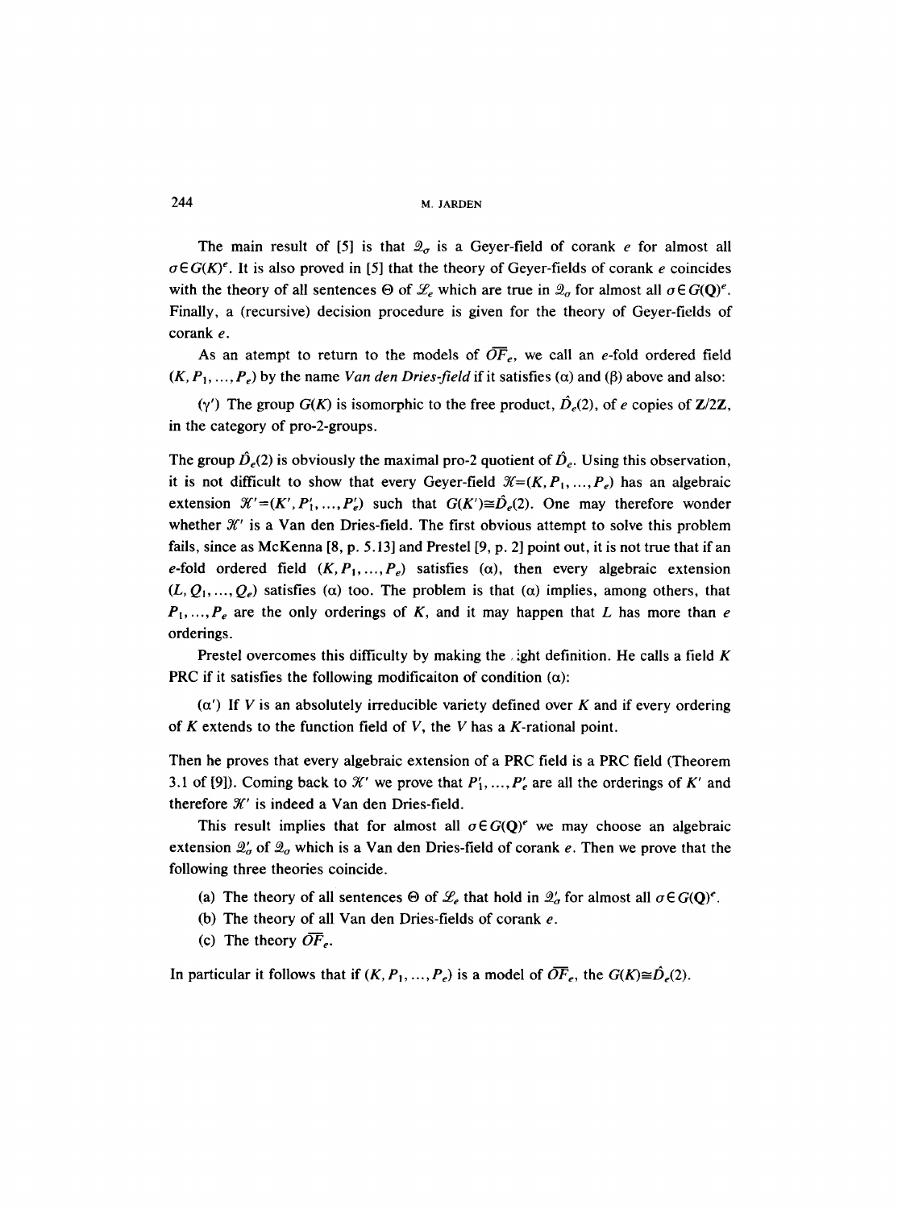The main result of [5] is that $\mathcal{Q}_\sigma$ is a Geyer-field of corank $e$ for almost all $\sigma \in G(K)^e$. It is also proved in [5] that the theory of Geyer-fields of corank $e$ coincides with the theory of all sentences $\Theta$ of $\mathcal{L}_e$ which are true in $\mathcal{Q}_\sigma$ for almost all $\sigma \in G(\mathbf{Q})^e$. Finally, a (recursive) decision procedure is given for the theory of Geyer-fields of corank $e$.

As an atempt to return to the models of $\overline{OF}_e$, we call an $e$-fold ordered field $(K, P_1, \ldots, P_e)$ by the name *Van den Dries-field* if it satisfies ($\alpha$) and ($\beta$) above and also:

($\gamma'$) The group $G(K)$ is isomorphic to the free product, $\hat{D}_e(2)$, of $e$ copies of $\mathbf{Z}/2\mathbf{Z}$, in the category of pro-2-groups.

The group $\hat{D}_e(2)$ is obviously the maximal pro-2 quotient of $\hat{D}_e$. Using this observation, it is not difficult to show that every Geyer-field $\mathcal{K}=(K, P_1, \ldots, P_e)$ has an algebraic extension $\mathcal{K}'=(K', P_1', \ldots, P_e')$ such that $G(K') \cong \hat{D}_e(2)$. One may therefore wonder whether $\mathcal{K}'$ is a Van den Dries-field. The first obvious attempt to solve this problem fails, since as McKenna [8, p. 5.13] and Prestel [9, p. 2] point out, it is not true that if an $e$-fold ordered field $(K, P_1, \ldots, P_e)$ satisfies ($\alpha$), then every algebraic extension $(L, Q_1, \ldots, Q_e)$ satisfies ($\alpha$) too. The problem is that ($\alpha$) implies, among others, that $P_1, \ldots, P_e$ are the only orderings of $K$, and it may happen that $L$ has more than $e$ orderings.

Prestel overcomes this difficulty by making the right definition. He calls a field $K$ PRC if it satisfies the following modificaiton of condition ($\alpha$):

($\alpha'$) If $V$ is an absolutely irreducible variety defined over $K$ and if every ordering of $K$ extends to the function field of $V$, the $V$ has a $K$-rational point.

Then he proves that every algebraic extension of a PRC field is a PRC field (Theorem 3.1 of [9]). Coming back to $\mathcal{K}'$ we prove that $P_1', \ldots, P_e'$ are all the orderings of $K'$ and therefore $\mathcal{K}'$ is indeed a Van den Dries-field.

This result implies that for almost all $\sigma \in G(\mathbf{Q})^e$ we may choose an algebraic extension $\mathcal{Q}_\sigma'$ of $\mathcal{Q}_\sigma$ which is a Van den Dries-field of corank $e$. Then we prove that the following three theories coincide.

(a) The theory of all sentences $\Theta$ of $\mathcal{L}_e$ that hold in $\mathcal{Q}_\sigma'$ for almost all $\sigma \in G(\mathbf{Q})^e$.

(b) The theory of all Van den Dries-fields of corank $e$.

(c) The theory $\overline{OF}_e$.

In particular it follows that if $(K, P_1, \ldots, P_e)$ is a model of $\overline{OF}_e$, the $G(K) \cong \hat{D}_e(2)$.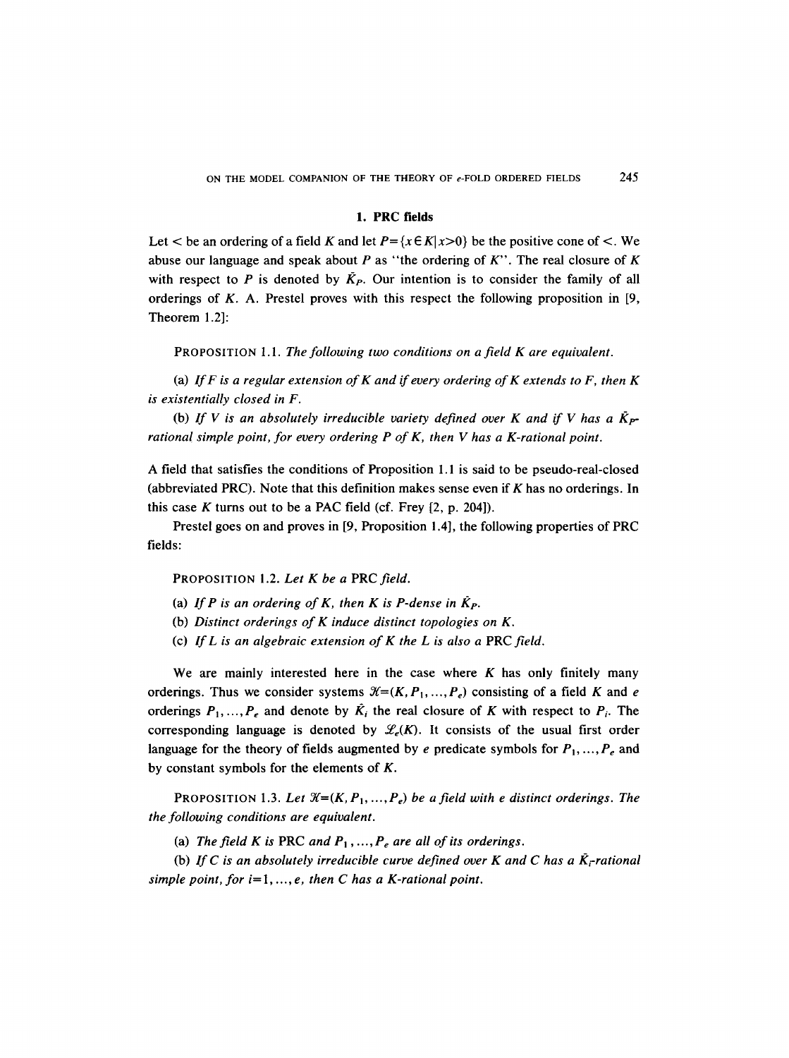## 1. PRC fields

Let $<$ be an ordering of a field $K$ and let $P=\{x\in K|x>0\}$ be the positive cone of $<$. We abuse our language and speak about $P$ as "the ordering of $K$". The real closure of $K$ with respect to $P$ is denoted by $\tilde{K}_P$. Our intention is to consider the family of all orderings of $K$. A. Prestel proves with this respect the following proposition in [9, Theorem 1.2]:

PROPOSITION 1.1. *The following two conditions on a field $K$ are equivalent.*

(a) *If $F$ is a regular extension of $K$ and if every ordering of $K$ extends to $F$, then $K$ is existentially closed in $F$.*

(b) *If $V$ is an absolutely irreducible variety defined over $K$ and if $V$ has a $\tilde{K}_P$-rational simple point, for every ordering $P$ of $K$, then $V$ has a $K$-rational point.*

A field that satisfies the conditions of Proposition 1.1 is said to be pseudo-real-closed (abbreviated PRC). Note that this definition makes sense even if $K$ has no orderings. In this case $K$ turns out to be a PAC field (cf. Frey [2, p. 204]).

Prestel goes on and proves in [9, Proposition 1.4], the following properties of PRC fields:

PROPOSITION 1.2. *Let $K$ be a PRC field.*

(a) *If $P$ is an ordering of $K$, then $K$ is $P$-dense in $\tilde{K}_P$.*
(b) *Distinct orderings of $K$ induce distinct topologies on $K$.*
(c) *If $L$ is an algebraic extension of $K$ the $L$ is also a PRC field.*

We are mainly interested here in the case where $K$ has only finitely many orderings. Thus we consider systems $\mathcal{K}=(K,P_1,\ldots,P_e)$ consisting of a field $K$ and $e$ orderings $P_1,\ldots,P_e$ and denote by $\tilde{K}_i$ the real closure of $K$ with respect to $P_i$. The corresponding language is denoted by $\mathcal{L}_e(K)$. It consists of the usual first order language for the theory of fields augmented by $e$ predicate symbols for $P_1,\ldots,P_e$ and by constant symbols for the elements of $K$.

PROPOSITION 1.3. *Let $\mathcal{K}=(K,P_1,\ldots,P_e)$ be a field with e distinct orderings. The the following conditions are equivalent.*

(a) *The field $K$ is PRC and $P_1,\ldots,P_e$ are all of its orderings.*

(b) *If $C$ is an absolutely irreducible curve defined over $K$ and $C$ has a $\tilde{K}_i$-rational simple point, for $i=1,\ldots,e$, then $C$ has a $K$-rational point.*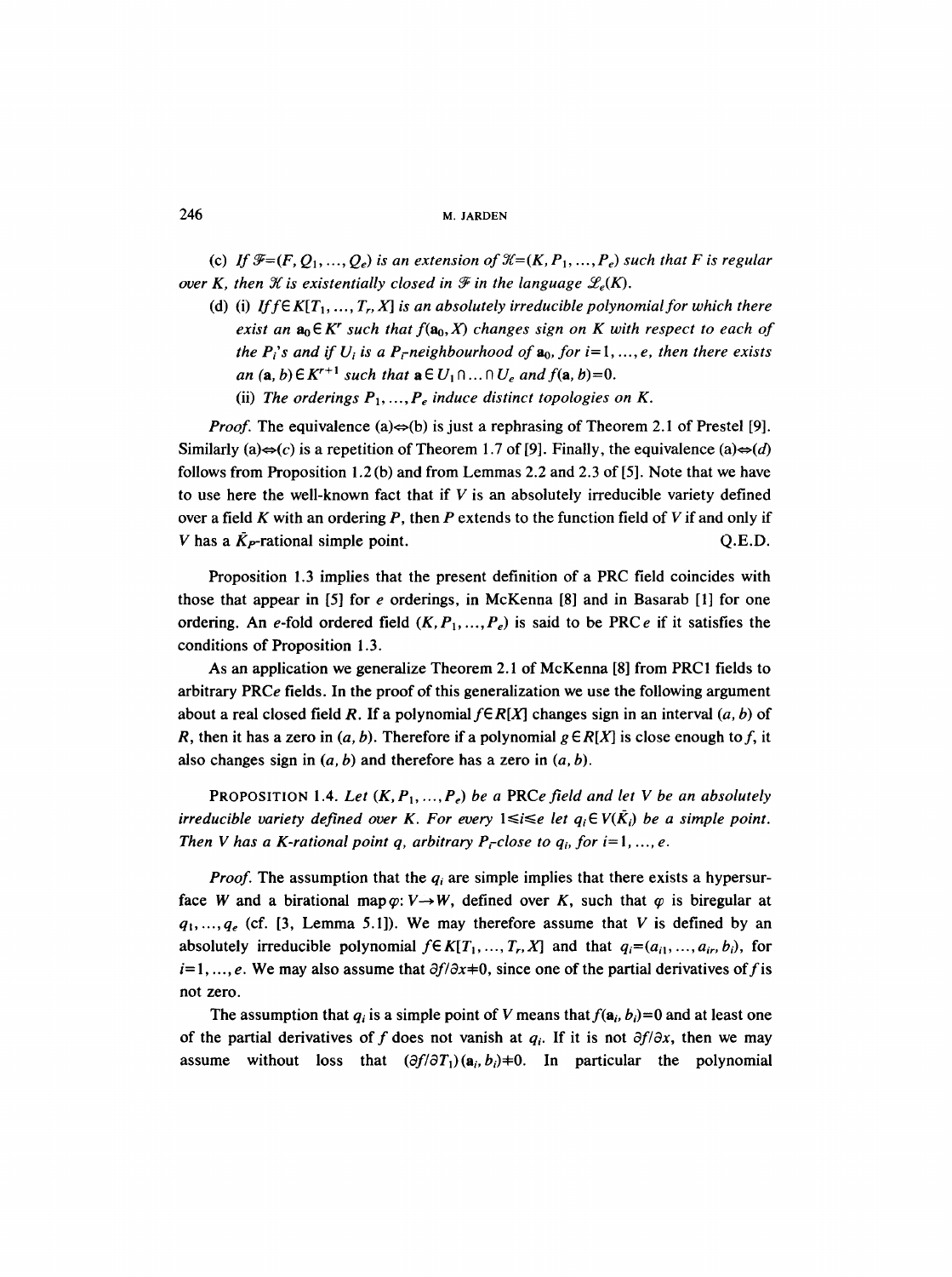(c) *If* $\mathcal{F}=(F, Q_1, \ldots, Q_e)$ *is an extension of* $\mathcal{K}=(K, P_1, \ldots, P_e)$ *such that* $F$ *is regular over* $K$, *then* $\mathcal{K}$ *is existentially closed in* $\mathcal{F}$ *in the language* $\mathcal{L}_e(K)$.

(d) (i) *If* $f \in K[T_1, \ldots, T_r, X]$ *is an absolutely irreducible polynomial for which there exist an* $\mathbf{a}_0 \in K^r$ *such that* $f(\mathbf{a}_0, X)$ *changes sign on* $K$ *with respect to each of the* $P_i$*'s and if* $U_i$ *is a* $P_i$*-neighbourhood of* $\mathbf{a}_0$, *for* $i=1, \ldots, e$, *then there exists an* $(\mathbf{a}, b) \in K^{r+1}$ *such that* $\mathbf{a} \in U_1 \cap \ldots \cap U_e$ *and* $f(\mathbf{a}, b)=0$.

(ii) *The orderings* $P_1, \ldots, P_e$ *induce distinct topologies on* $K$.

*Proof.* The equivalence (a)⇔(b) is just a rephrasing of Theorem 2.1 of Prestel [9]. Similarly (a)⇔(c) is a repetition of Theorem 1.7 of [9]. Finally, the equivalence (a)⇔(d) follows from Proposition 1.2 (b) and from Lemmas 2.2 and 2.3 of [5]. Note that we have to use here the well-known fact that if $V$ is an absolutely irreducible variety defined over a field $K$ with an ordering $P$, then $P$ extends to the function field of $V$ if and only if $V$ has a $\bar{K}_P$-rational simple point. Q.E.D.

Proposition 1.3 implies that the present definition of a PRC field coincides with those that appear in [5] for $e$ orderings, in McKenna [8] and in Basarab [1] for one ordering. An $e$-fold ordered field $(K, P_1, \ldots, P_e)$ is said to be PRC$e$ if it satisfies the conditions of Proposition 1.3.

As an application we generalize Theorem 2.1 of McKenna [8] from PRC1 fields to arbitrary PRC$e$ fields. In the proof of this generalization we use the following argument about a real closed field $R$. If a polynomial $f \in R[X]$ changes sign in an interval $(a, b)$ of $R$, then it has a zero in $(a, b)$. Therefore if a polynomial $g \in R[X]$ is close enough to $f$, it also changes sign in $(a, b)$ and therefore has a zero in $(a, b)$.

PROPOSITION 1.4. *Let* $(K, P_1, \ldots, P_e)$ *be a* PRC$e$ *field and let* $V$ *be an absolutely irreducible variety defined over* $K$. *For every* $1 \leq i \leq e$ *let* $q_i \in V(\bar{K}_i)$ *be a simple point. Then* $V$ *has a* $K$*-rational point* $q$, *arbitrary* $P_i$*-close to* $q_i$, *for* $i=1, \ldots, e$.

*Proof.* The assumption that the $q_i$ are simple implies that there exists a hypersurface $W$ and a birational map $\varphi: V \to W$, defined over $K$, such that $\varphi$ is biregular at $q_1, \ldots, q_e$ (cf. [3, Lemma 5.1]). We may therefore assume that $V$ is defined by an absolutely irreducible polynomial $f \in K[T_1, \ldots, T_r, X]$ and that $q_i=(a_{i1}, \ldots, a_{ir}, b_i)$, for $i=1, \ldots, e$. We may also assume that $\partial f/\partial x \neq 0$, since one of the partial derivatives of $f$ is not zero.

The assumption that $q_i$ is a simple point of $V$ means that $f(\mathbf{a}_i, b_i)=0$ and at least one of the partial derivatives of $f$ does not vanish at $q_i$. If it is not $\partial f/\partial x$, then we may assume without loss that $(\partial f/\partial T_1)(\mathbf{a}_i, b_i) \neq 0$. In particular the polynomial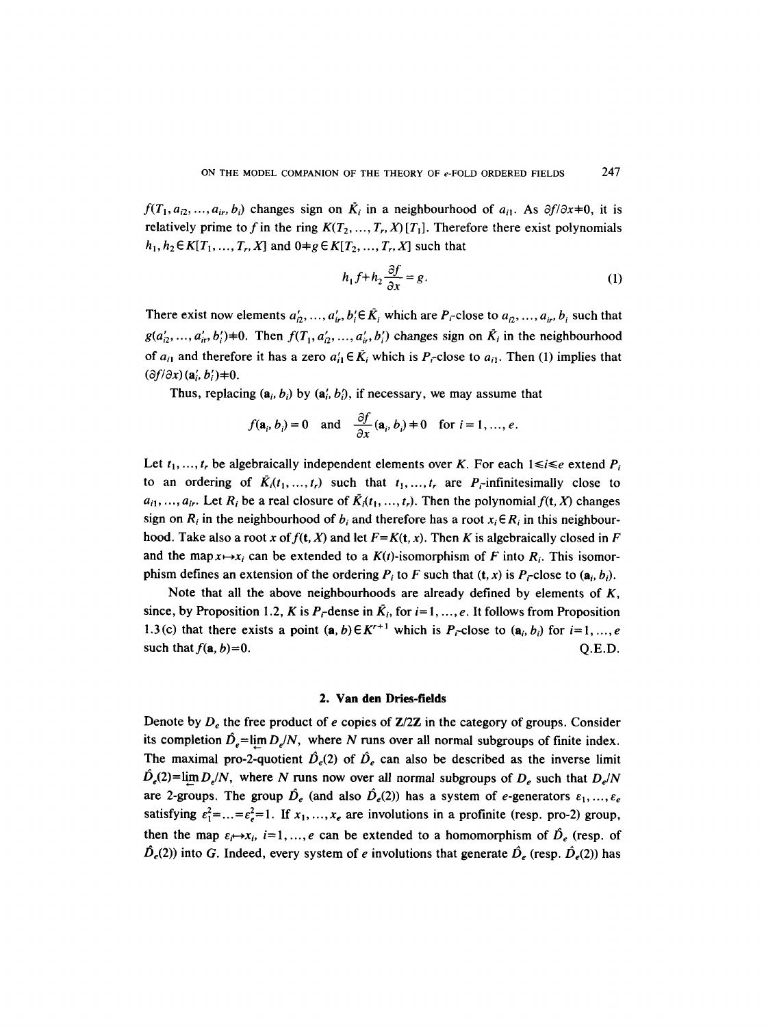$f(T_1, a_{i2}, \dots, a_{ir}, b_i)$ changes sign on $\tilde{K}_i$ in a neighbourhood of $a_{i1}$. As $\partial f/\partial x \neq 0$, it is relatively prime to $f$ in the ring $K(T_2, \dots, T_r, X)[T_1]$. Therefore there exist polynomials $h_1, h_2 \in K[T_1, \dots, T_r, X]$ and $0 \neq g \in K[T_2, \dots, T_r, X]$ such that

$$h_1 f + h_2 \frac{\partial f}{\partial x} = g. \tag{1}$$

There exist now elements $a'_{i2}, \dots, a'_{ir}, b'_i \in \tilde{K}_i$ which are $P_i$-close to $a_{i2}, \dots, a_{ir}, b_i$ such that $g(a'_{i2}, \dots, a'_{ir}, b'_i) \neq 0$. Then $f(T_1, a'_{i2}, \dots, a'_{ir}, b'_i)$ changes sign on $\tilde{K}_i$ in the neighbourhood of $a_{i1}$ and therefore it has a zero $a'_{i1} \in \tilde{K}_i$ which is $P_i$-close to $a_{i1}$. Then (1) implies that $(\partial f/\partial x)(\mathbf{a}'_i, b'_i) \neq 0$.

Thus, replacing $(\mathbf{a}_i, b_i)$ by $(\mathbf{a}'_i, b'_i)$, if necessary, we may assume that

$$f(\mathbf{a}_i, b_i) = 0 \quad \text{and} \quad \frac{\partial f}{\partial x}(\mathbf{a}_i, b_i) \neq 0 \quad \text{for } i = 1, \dots, e.$$

Let $t_1, \dots, t_r$ be algebraically independent elements over $K$. For each $1 \leq i \leq e$ extend $P_i$ to an ordering of $\tilde{K}_i(t_1, \dots, t_r)$ such that $t_1, \dots, t_r$ are $P_i$-infinitesimally close to $a_{i1}, \dots, a_{ir}$. Let $R_i$ be a real closure of $\tilde{K}_i(t_1, \dots, t_r)$. Then the polynomial $f(\mathbf{t}, X)$ changes sign on $R_i$ in the neighbourhood of $b_i$ and therefore has a root $x_i \in R_i$ in this neighbourhood. Take also a root $x$ of $f(\mathbf{t}, X)$ and let $F = K(\mathbf{t}, x)$. Then $K$ is algebraically closed in $F$ and the map $x \mapsto x_i$ can be extended to a $K(\mathbf{t})$-isomorphism of $F$ into $R_i$. This isomorphism defines an extension of the ordering $P_i$ to $F$ such that $(\mathbf{t}, x)$ is $P_i$-close to $(\mathbf{a}_i, b_i)$.

Note that all the above neighbourhoods are already defined by elements of $K$, since, by Proposition 1.2, $K$ is $P_i$-dense in $\tilde{K}_i$, for $i = 1, \dots, e$. It follows from Proposition 1.3(c) that there exists a point $(\mathbf{a}, b) \in K^{r+1}$ which is $P_i$-close to $(\mathbf{a}_i, b_i)$ for $i = 1, \dots, e$ such that $f(\mathbf{a}, b) = 0$. Q.E.D.

## 2. Van den Dries-fields

Denote by $D_e$ the free product of $e$ copies of $\mathbf{Z}/2\mathbf{Z}$ in the category of groups. Consider its completion $\hat{D}_e = \varprojlim D_e/N$, where $N$ runs over all normal subgroups of finite index. The maximal pro-2-quotient $\hat{D}_e(2)$ of $\hat{D}_e$ can also be described as the inverse limit $\hat{D}_e(2) = \varprojlim D_e/N$, where $N$ runs now over all normal subgroups of $D_e$ such that $D_e/N$ are 2-groups. The group $\hat{D}_e$ (and also $\hat{D}_e(2)$) has a system of $e$-generators $\varepsilon_1, \dots, \varepsilon_e$ satisfying $\varepsilon_1^2 = \dots = \varepsilon_e^2 = 1$. If $x_1, \dots, x_e$ are involutions in a profinite (resp. pro-2) group, then the map $\varepsilon_i \mapsto x_i$, $i = 1, \dots, e$ can be extended to a homomorphism of $\hat{D}_e$ (resp. of $\hat{D}_e(2)$) into $G$. Indeed, every system of $e$ involutions that generate $\hat{D}_e$ (resp. $\hat{D}_e(2)$) has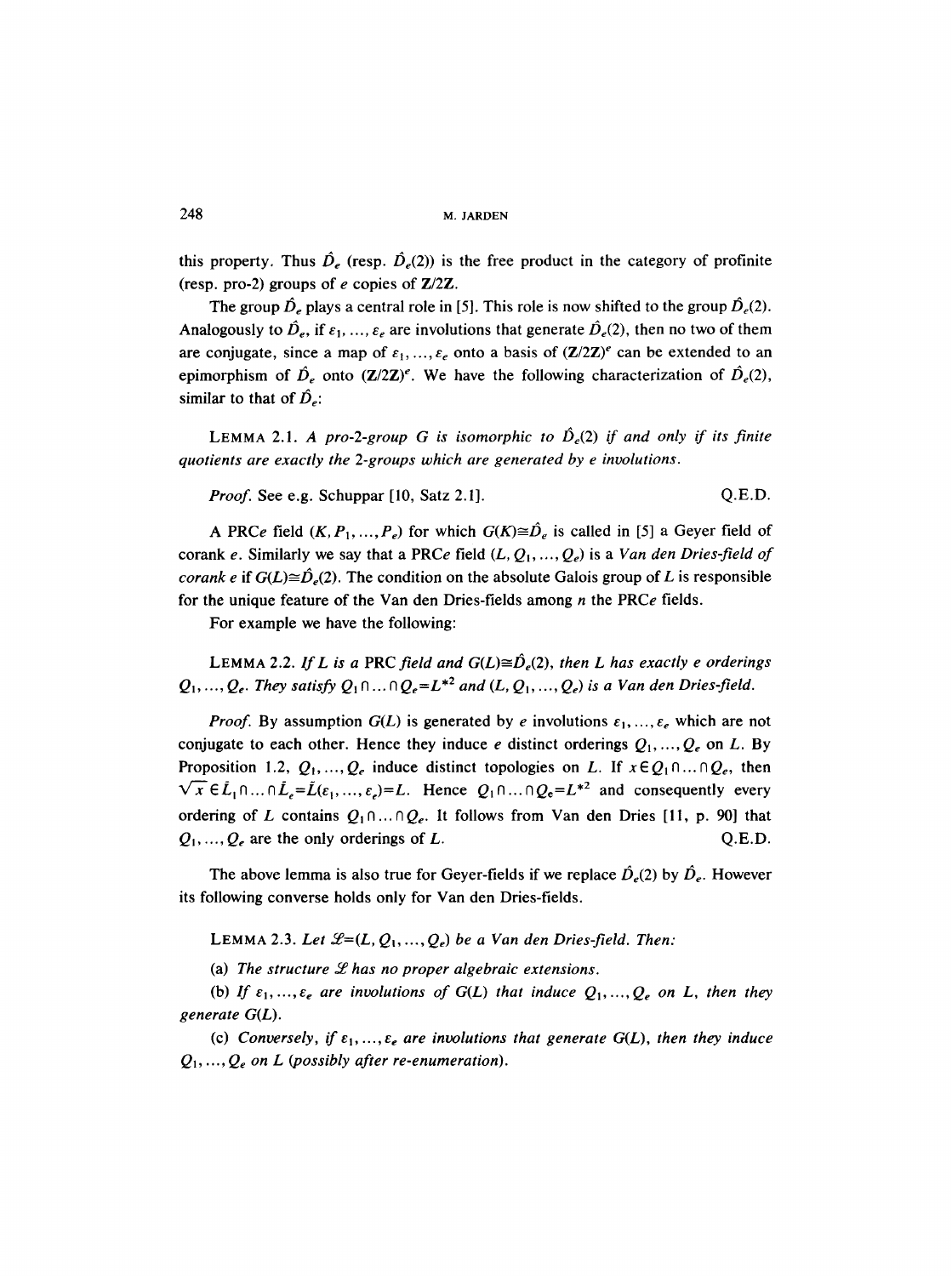this property. Thus $\hat{D}_e$ (resp. $\hat{D}_e(2)$) is the free product in the category of profinite (resp. pro-2) groups of $e$ copies of $\mathbf{Z}/2\mathbf{Z}$.

The group $\hat{D}_e$ plays a central role in [5]. This role is now shifted to the group $\hat{D}_e(2)$. Analogously to $\hat{D}_e$, if $\varepsilon_1, \ldots, \varepsilon_e$ are involutions that generate $\hat{D}_e(2)$, then no two of them are conjugate, since a map of $\varepsilon_1, \ldots, \varepsilon_e$ onto a basis of $(\mathbf{Z}/2\mathbf{Z})^e$ can be extended to an epimorphism of $\hat{D}_e$ onto $(\mathbf{Z}/2\mathbf{Z})^e$. We have the following characterization of $\hat{D}_e(2)$, similar to that of $\hat{D}_e$:

LEMMA 2.1. *A pro-2-group $G$ is isomorphic to $\hat{D}_e(2)$ if and only if its finite quotients are exactly the 2-groups which are generated by $e$ involutions.*

*Proof.* See e.g. Schuppar [10, Satz 2.1]. Q.E.D.

A PRC$e$ field $(K, P_1, \ldots, P_e)$ for which $G(K) \cong \hat{D}_e$ is called in [5] a Geyer field of corank $e$. Similarly we say that a PRC$e$ field $(L, Q_1, \ldots, Q_e)$ is a *Van den Dries-field of corank $e$* if $G(L) \cong \hat{D}_e(2)$. The condition on the absolute Galois group of $L$ is responsible for the unique feature of the Van den Dries-fields among $n$ the PRC$e$ fields.

For example we have the following:

LEMMA 2.2. *If $L$ is a* PRC *field and $G(L) \cong \hat{D}_e(2)$, then $L$ has exactly $e$ orderings $Q_1, \ldots, Q_e$. They satisfy $Q_1 \cap \ldots \cap Q_e = L^{*2}$ and $(L, Q_1, \ldots, Q_e)$ is a Van den Dries-field.*

*Proof.* By assumption $G(L)$ is generated by $e$ involutions $\varepsilon_1, \ldots, \varepsilon_e$ which are not conjugate to each other. Hence they induce $e$ distinct orderings $Q_1, \ldots, Q_e$ on $L$. By Proposition 1.2, $Q_1, \ldots, Q_e$ induce distinct topologies on $L$. If $x \in Q_1 \cap \ldots \cap Q_e$, then $\sqrt{x} \in \tilde{L}_1 \cap \ldots \cap \tilde{L}_e = \tilde{L}(\varepsilon_1, \ldots, \varepsilon_e) = L$. Hence $Q_1 \cap \ldots \cap Q_e = L^{*2}$ and consequently every ordering of $L$ contains $Q_1 \cap \ldots \cap Q_e$. It follows from Van den Dries [11, p. 90] that $Q_1, \ldots, Q_e$ are the only orderings of $L$. Q.E.D.

The above lemma is also true for Geyer-fields if we replace $\hat{D}_e(2)$ by $\hat{D}_e$. However its following converse holds only for Van den Dries-fields.

LEMMA 2.3. *Let $\mathscr{L} = (L, Q_1, \ldots, Q_e)$ be a Van den Dries-field. Then:*

(a) *The structure $\mathscr{L}$ has no proper algebraic extensions.*

(b) *If $\varepsilon_1, \ldots, \varepsilon_e$ are involutions of $G(L)$ that induce $Q_1, \ldots, Q_e$ on $L$, then they generate $G(L)$.*

(c) *Conversely, if $\varepsilon_1, \ldots, \varepsilon_e$ are involutions that generate $G(L)$, then they induce $Q_1, \ldots, Q_e$ on $L$ (possibly after re-enumeration).*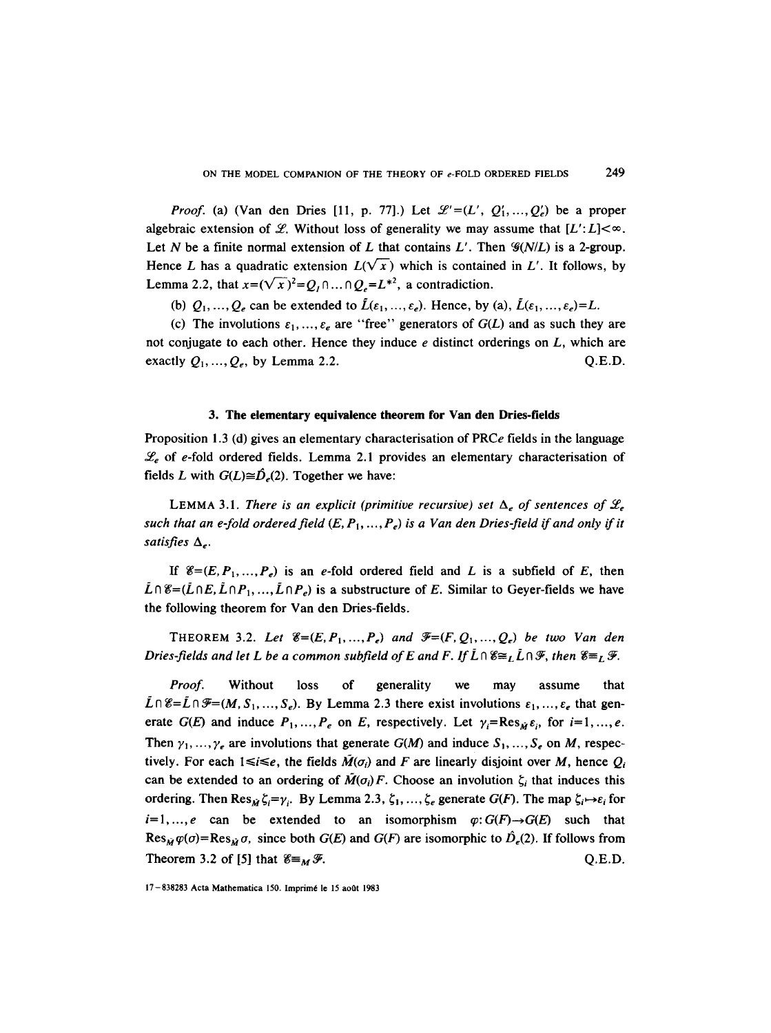*Proof.* (a) (Van den Dries [11, p. 77].) Let $\mathcal{L}'=(L', Q_1', \ldots, Q_e')$ be a proper algebraic extension of $\mathcal{L}$. Without loss of generality we may assume that $[L':L]<\infty$. Let $N$ be a finite normal extension of $L$ that contains $L'$. Then $\mathcal{G}(N/L)$ is a 2-group. Hence $L$ has a quadratic extension $L(\sqrt{x})$ which is contained in $L'$. It follows, by Lemma 2.2, that $x=(\sqrt{x})^2=Q_l \cap \ldots \cap Q_e=L^{*2}$, a contradiction.

(b) $Q_1, \ldots, Q_e$ can be extended to $\tilde{L}(\varepsilon_1, \ldots, \varepsilon_e)$. Hence, by (a), $\tilde{L}(\varepsilon_1, \ldots, \varepsilon_e)=L$.

(c) The involutions $\varepsilon_1, \ldots, \varepsilon_e$ are "free" generators of $G(L)$ and as such they are not conjugate to each other. Hence they induce $e$ distinct orderings on $L$, which are exactly $Q_1, \ldots, Q_e$, by Lemma 2.2. Q.E.D.

### 3. The elementary equivalence theorem for Van den Dries-fields

Proposition 1.3 (d) gives an elementary characterisation of PRC$e$ fields in the language $\mathcal{L}_e$ of $e$-fold ordered fields. Lemma 2.1 provides an elementary characterisation of fields $L$ with $G(L)\cong\hat{D}_e(2)$. Together we have:

LEMMA 3.1. *There is an explicit (primitive recursive) set $\Delta_e$ of sentences of $\mathcal{L}_e$ such that an $e$-fold ordered field $(E, P_1, \ldots, P_e)$ is a Van den Dries-field if and only if it satisfies $\Delta_e$.*

If $\mathcal{E}=(E, P_1, \ldots, P_e)$ is an $e$-fold ordered field and $L$ is a subfield of $E$, then $\tilde{L}\cap\mathcal{E}=(\tilde{L}\cap E, \tilde{L}\cap P_1, \ldots, \tilde{L}\cap P_e)$ is a substructure of $E$. Similar to Geyer-fields we have the following theorem for Van den Dries-fields.

THEOREM 3.2. *Let $\mathcal{E}=(E, P_1, \ldots, P_e)$ and $\mathcal{F}=(F, Q_1, \ldots, Q_e)$ be two Van den Dries-fields and let $L$ be a common subfield of $E$ and $F$. If $\tilde{L}\cap\mathcal{E}\cong_L \tilde{L}\cap\mathcal{F}$, then $\mathcal{E}\equiv_L\mathcal{F}$.*

*Proof.* Without loss of generality we may assume that $\tilde{L}\cap\mathcal{E}=\tilde{L}\cap\mathcal{F}=(M, S_1, \ldots, S_e)$. By Lemma 2.3 there exist involutions $\varepsilon_1, \ldots, \varepsilon_e$ that generate $G(E)$ and induce $P_1, \ldots, P_e$ on $E$, respectively. Let $\gamma_i=\mathrm{Res}_{\tilde{M}}\varepsilon_i$, for $i=1, \ldots, e$. Then $\gamma_1, \ldots, \gamma_e$ are involutions that generate $G(M)$ and induce $S_1, \ldots, S_e$ on $M$, respectively. For each $1\leq i\leq e$, the fields $\tilde{M}(\sigma_i)$ and $F$ are linearly disjoint over $M$, hence $Q_i$ can be extended to an ordering of $\tilde{M}(\sigma_i)F$. Choose an involution $\zeta_i$ that induces this ordering. Then $\mathrm{Res}_{\tilde{M}}\zeta_i=\gamma_i$. By Lemma 2.3, $\zeta_1, \ldots, \zeta_e$ generate $G(F)$. The map $\zeta_i\mapsto\varepsilon_i$ for $i=1, \ldots, e$ can be extended to an isomorphism $\varphi: G(F)\to G(E)$ such that $\mathrm{Res}_{\tilde{M}}\varphi(\sigma)=\mathrm{Res}_{\tilde{M}}\sigma$, since both $G(E)$ and $G(F)$ are isomorphic to $\hat{D}_e(2)$. If follows from Theorem 3.2 of [5] that $\mathcal{E}\equiv_M\mathcal{F}$. Q.E.D.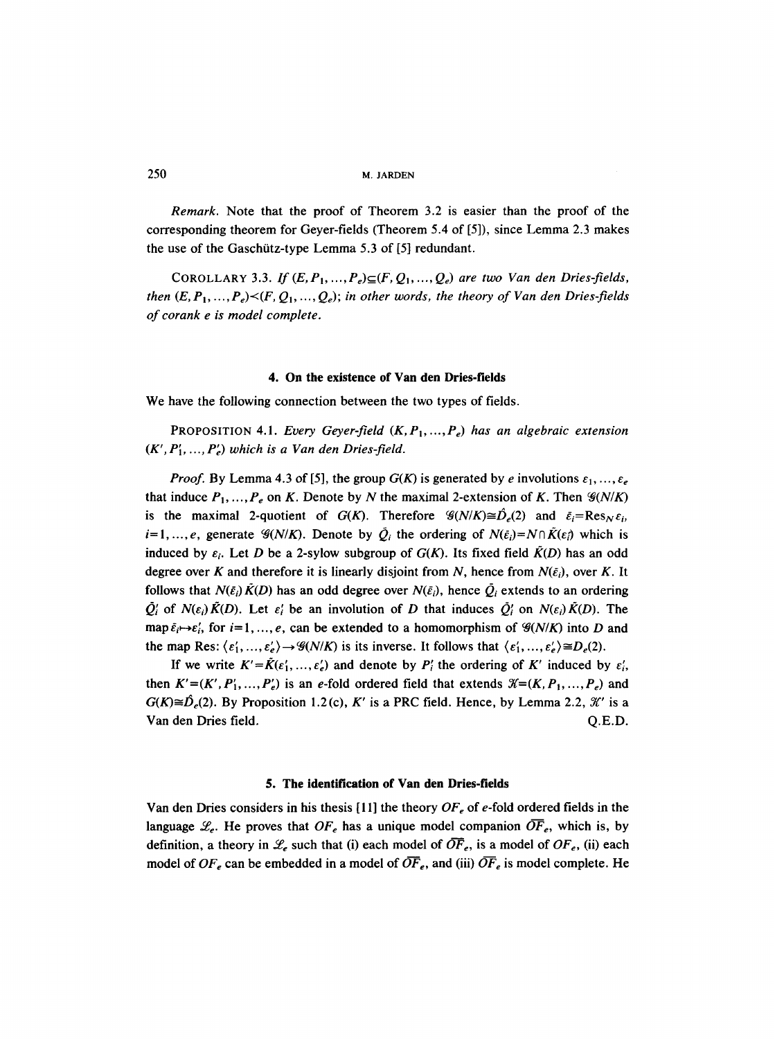*Remark.* Note that the proof of Theorem 3.2 is easier than the proof of the corresponding theorem for Geyer-fields (Theorem 5.4 of [5]), since Lemma 2.3 makes the use of the Gaschütz-type Lemma 5.3 of [5] redundant.

COROLLARY 3.3. *If $(E, P_1, \ldots, P_e) \subseteq (F, Q_1, \ldots, Q_e)$ are two Van den Dries-fields, then $(E, P_1, \ldots, P_e) \prec (F, Q_1, \ldots, Q_e)$; in other words, the theory of Van den Dries-fields of corank e is model complete.*

## 4. On the existence of Van den Dries-fields

We have the following connection between the two types of fields.

PROPOSITION 4.1. *Every Geyer-field $(K, P_1, \ldots, P_e)$ has an algebraic extension $(K', P_1', \ldots, P_e')$ which is a Van den Dries-field.*

*Proof.* By Lemma 4.3 of [5], the group $G(K)$ is generated by $e$ involutions $\varepsilon_1, \ldots, \varepsilon_e$ that induce $P_1, \ldots, P_e$ on $K$. Denote by $N$ the maximal 2-extension of $K$. Then $\mathscr{G}(N/K)$ is the maximal 2-quotient of $G(K)$. Therefore $\mathscr{G}(N/K) \cong \hat{D}_e(2)$ and $\bar{\varepsilon}_i = \mathrm{Res}_N \varepsilon_i$, $i = 1, \ldots, e$, generate $\mathscr{G}(N/K)$. Denote by $\bar{Q}_i$ the ordering of $N(\bar{\varepsilon}_i) = N \cap \tilde{K}(\varepsilon_i)$ which is induced by $\varepsilon_i$. Let $D$ be a 2-sylow subgroup of $G(K)$. Its fixed field $\tilde{K}(D)$ has an odd degree over $K$ and therefore it is linearly disjoint from $N$, hence from $N(\bar{\varepsilon}_i)$, over $K$. It follows that $N(\bar{\varepsilon}_i)\tilde{K}(D)$ has an odd degree over $N(\bar{\varepsilon}_i)$, hence $\bar{Q}_i$ extends to an ordering $\bar{Q}_i'$ of $N(\varepsilon_i)\tilde{K}(D)$. Let $\varepsilon_i'$ be an involution of $D$ that induces $\bar{Q}_i'$ on $N(\varepsilon_i)\tilde{K}(D)$. The map $\bar{\varepsilon}_i \mapsto \varepsilon_i'$, for $i = 1, \ldots, e$, can be extended to a homomorphism of $\mathscr{G}(N/K)$ into $D$ and the map Res: $\langle \varepsilon_1', \ldots, \varepsilon_e' \rangle \to \mathscr{G}(N/K)$ is its inverse. It follows that $\langle \varepsilon_1', \ldots, \varepsilon_e' \rangle \cong D_e(2)$.

If we write $K' = \tilde{K}(\varepsilon_1', \ldots, \varepsilon_e')$ and denote by $P_i'$ the ordering of $K'$ induced by $\varepsilon_i'$, then $K' = (K', P_1', \ldots, P_e')$ is an $e$-fold ordered field that extends $\mathscr{K} = (K, P_1, \ldots, P_e)$ and $G(K) \cong \hat{D}_e(2)$. By Proposition 1.2(c), $K'$ is a PRC field. Hence, by Lemma 2.2, $\mathscr{K}'$ is a Van den Dries field. Q.E.D.

## 5. The identification of Van den Dries-fields

Van den Dries considers in his thesis [11] the theory $OF_e$ of $e$-fold ordered fields in the language $\mathscr{L}_e$. He proves that $OF_e$ has a unique model companion $\overline{OF}_e$, which is, by definition, a theory in $\mathscr{L}_e$ such that (i) each model of $\overline{OF}_e$, is a model of $OF_e$, (ii) each model of $OF_e$ can be embedded in a model of $\overline{OF}_e$, and (iii) $\overline{OF}_e$ is model complete. He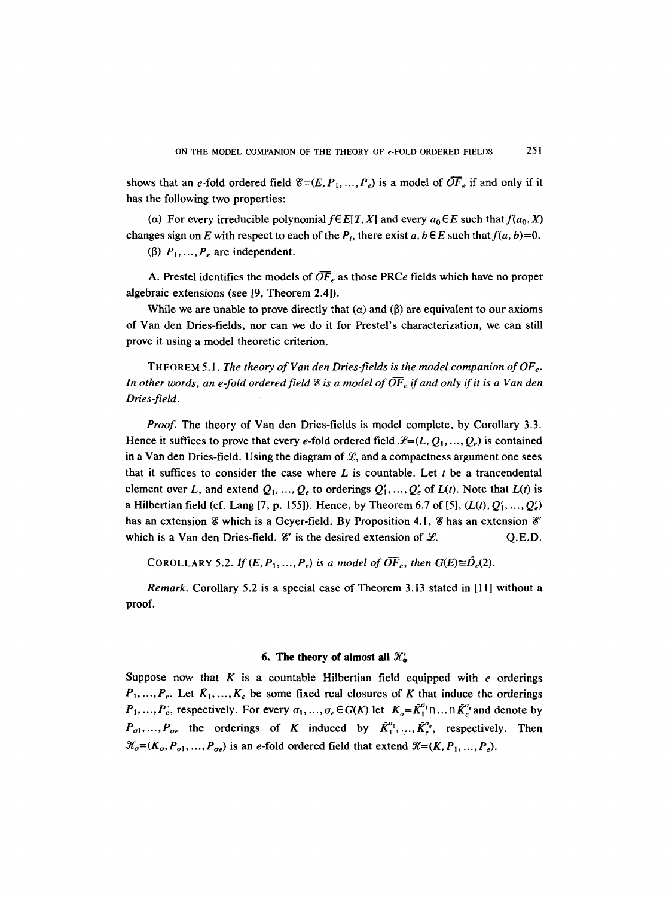shows that an $e$-fold ordered field $\mathscr{E}=(E, P_1, \ldots, P_e)$ is a model of $\overline{OF}_e$ if and only if it has the following two properties:

(α) For every irreducible polynomial $f \in E[T, X]$ and every $a_0 \in E$ such that $f(a_0, X)$ changes sign on $E$ with respect to each of the $P_i$, there exist $a, b \in E$ such that $f(a, b)=0$.

(β) $P_1, \ldots, P_e$ are independent.

A. Prestel identifies the models of $\overline{OF}_e$ as those PRC$e$ fields which have no proper algebraic extensions (see [9, Theorem 2.4]).

While we are unable to prove directly that (α) and (β) are equivalent to our axioms of Van den Dries-fields, nor can we do it for Prestel's characterization, we can still prove it using a model theoretic criterion.

THEOREM 5.1. *The theory of Van den Dries-fields is the model companion of $OF_e$. In other words, an $e$-fold ordered field $\mathscr{E}$ is a model of $\overline{OF}_e$ if and only if it is a Van den Dries-field.*

*Proof.* The theory of Van den Dries-fields is model complete, by Corollary 3.3. Hence it suffices to prove that every $e$-fold ordered field $\mathscr{L}=(L, Q_1, \ldots, Q_e)$ is contained in a Van den Dries-field. Using the diagram of $\mathscr{L}$, and a compactness argument one sees that it suffices to consider the case where $L$ is countable. Let $t$ be a trancendental element over $L$, and extend $Q_1, \ldots, Q_e$ to orderings $Q_1', \ldots, Q_e'$ of $L(t)$. Note that $L(t)$ is a Hilbertian field (cf. Lang [7, p. 155]). Hence, by Theorem 6.7 of [5], $(L(t), Q_1', \ldots, Q_e')$ has an extension $\mathscr{E}$ which is a Geyer-field. By Proposition 4.1, $\mathscr{E}$ has an extension $\mathscr{E}'$ which is a Van den Dries-field. $\mathscr{E}'$ is the desired extension of $\mathscr{L}$. Q.E.D.

COROLLARY 5.2. *If $(E, P_1, \ldots, P_e)$ is a model of $\overline{OF}_e$, then $G(E) \cong \hat{D}_e(2)$.*

*Remark.* Corollary 5.2 is a special case of Theorem 3.13 stated in [11] without a proof.

## 6. The theory of almost all $\mathscr{K}_\sigma'$

Suppose now that $K$ is a countable Hilbertian field equipped with $e$ orderings $P_1, \ldots, P_e$. Let $\bar{K}_1, \ldots, \bar{K}_e$ be some fixed real closures of $K$ that induce the orderings $P_1, \ldots, P_e$, respectively. For every $\sigma_1, \ldots, \sigma_e \in G(K)$ let $K_\sigma = \bar{K}_1^{\sigma_1} \cap \ldots \cap \bar{K}_e^{\sigma_e}$ and denote by $P_{\sigma 1}, \ldots, P_{\sigma e}$ the orderings of $K$ induced by $\bar{K}_1^{\sigma_1}, \ldots, \bar{K}_e^{\sigma_e}$, respectively. Then $\mathscr{K}_\sigma = (K_\sigma, P_{\sigma 1}, \ldots, P_{\sigma e})$ is an $e$-fold ordered field that extend $\mathscr{K}=(K, P_1, \ldots, P_e)$.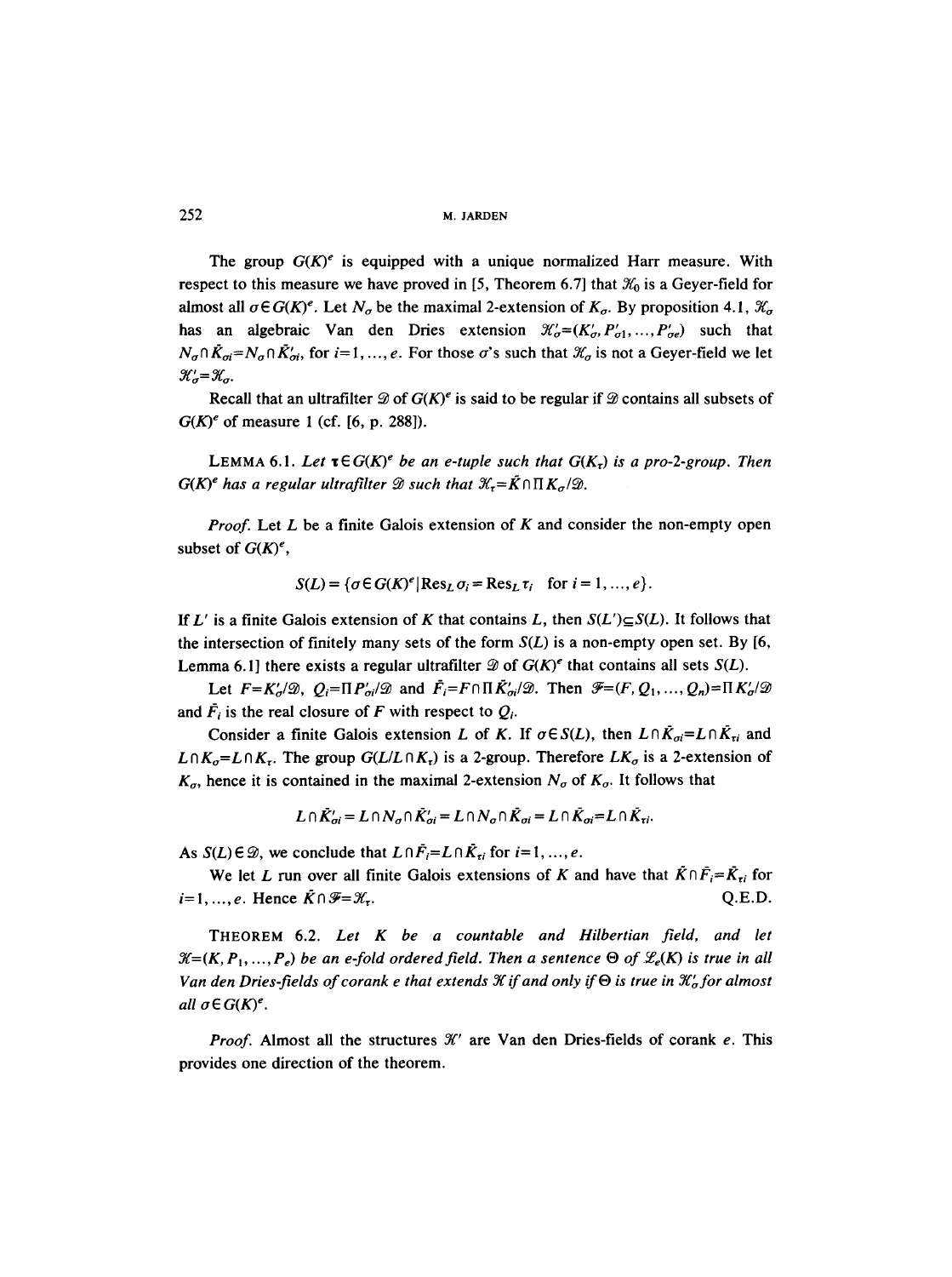The group $G(K)^e$ is equipped with a unique normalized Harr measure. With respect to this measure we have proved in [5, Theorem 6.7] that $\mathscr{K}_0$ is a Geyer-field for almost all $\sigma \in G(K)^e$. Let $N_\sigma$ be the maximal 2-extension of $K_\sigma$. By proposition 4.1, $\mathscr{K}_\sigma$ has an algebraic Van den Dries extension $\mathscr{K}'_\sigma = (K'_\sigma, P'_{\sigma 1}, \ldots, P'_{\sigma e})$ such that $N_\sigma \cap \tilde{K}_{\sigma i} = N_\sigma \cap \tilde{K}'_{\sigma i}$, for $i = 1, \ldots, e$. For those $\sigma$'s such that $\mathscr{K}_\sigma$ is not a Geyer-field we let $\mathscr{K}'_\sigma = \mathscr{K}_\sigma$.

Recall that an ultrafilter $\mathscr{D}$ of $G(K)^e$ is said to be regular if $\mathscr{D}$ contains all subsets of $G(K)^e$ of measure 1 (cf. [6, p. 288]).

**Lemma 6.1.** *Let $\boldsymbol{\tau} \in G(K)^e$ be an e-tuple such that $G(K_\tau)$ is a pro-2-group. Then $G(K)^e$ has a regular ultrafilter $\mathscr{D}$ such that $\mathscr{K}_\tau = \tilde{K} \cap \prod K_\sigma/\mathscr{D}$.*

*Proof.* Let $L$ be a finite Galois extension of $K$ and consider the non-empty open subset of $G(K)^e$,

$$S(L) = \{\sigma \in G(K)^e \mid \mathrm{Res}_L\, \sigma_i = \mathrm{Res}_L\, \tau_i \quad \text{for } i = 1, \ldots, e\}.$$

If $L'$ is a finite Galois extension of $K$ that contains $L$, then $S(L') \subseteq S(L)$. It follows that the intersection of finitely many sets of the form $S(L)$ is a non-empty open set. By [6, Lemma 6.1] there exists a regular ultrafilter $\mathscr{D}$ of $G(K)^e$ that contains all sets $S(L)$.

Let $F = K'_\sigma/\mathscr{D}$, $Q_i = \prod P'_{\sigma i}/\mathscr{D}$ and $\tilde{F}_i = F \cap \prod \tilde{K}'_{\sigma i}/\mathscr{D}$. Then $\mathscr{F} = (F, Q_1, \ldots, Q_n) = \prod K'_\sigma/\mathscr{D}$ and $\tilde{F}_i$ is the real closure of $F$ with respect to $Q_i$.

Consider a finite Galois extension $L$ of $K$. If $\sigma \in S(L)$, then $L \cap \tilde{K}_{\sigma i} = L \cap \tilde{K}_{\tau i}$ and $L \cap K_\sigma = L \cap K_\tau$. The group $G(L/L \cap K_\tau)$ is a 2-group. Therefore $LK_\sigma$ is a 2-extension of $K_\sigma$, hence it is contained in the maximal 2-extension $N_\sigma$ of $K_\sigma$. It follows that

$$L \cap \tilde{K}'_{\sigma i} = L \cap N_\sigma \cap \tilde{K}'_{\sigma i} = L \cap N_\sigma \cap \tilde{K}_{\sigma i} = L \cap \tilde{K}_{\sigma i} = L \cap \tilde{K}_{\tau i}.$$

As $S(L) \in \mathscr{D}$, we conclude that $L \cap \tilde{F}_i = L \cap \tilde{K}_{\tau i}$ for $i = 1, \ldots, e$.

We let $L$ run over all finite Galois extensions of $K$ and have that $\tilde{K} \cap \tilde{F}_i = \tilde{K}_{\tau i}$ for $i = 1, \ldots, e$. Hence $\tilde{K} \cap \mathscr{F} = \mathscr{K}_\tau$. Q.E.D.

**Theorem 6.2.** *Let $K$ be a countable and Hilbertian field, and let $\mathscr{K} = (K, P_1, \ldots, P_e)$ be an e-fold ordered field. Then a sentence $\Theta$ of $\mathscr{L}_e(K)$ is true in all Van den Dries-fields of corank e that extends $\mathscr{K}$ if and only if $\Theta$ is true in $\mathscr{K}'_\sigma$ for almost all $\sigma \in G(K)^e$.*

*Proof.* Almost all the structures $\mathscr{K}'$ are Van den Dries-fields of corank $e$. This provides one direction of the theorem.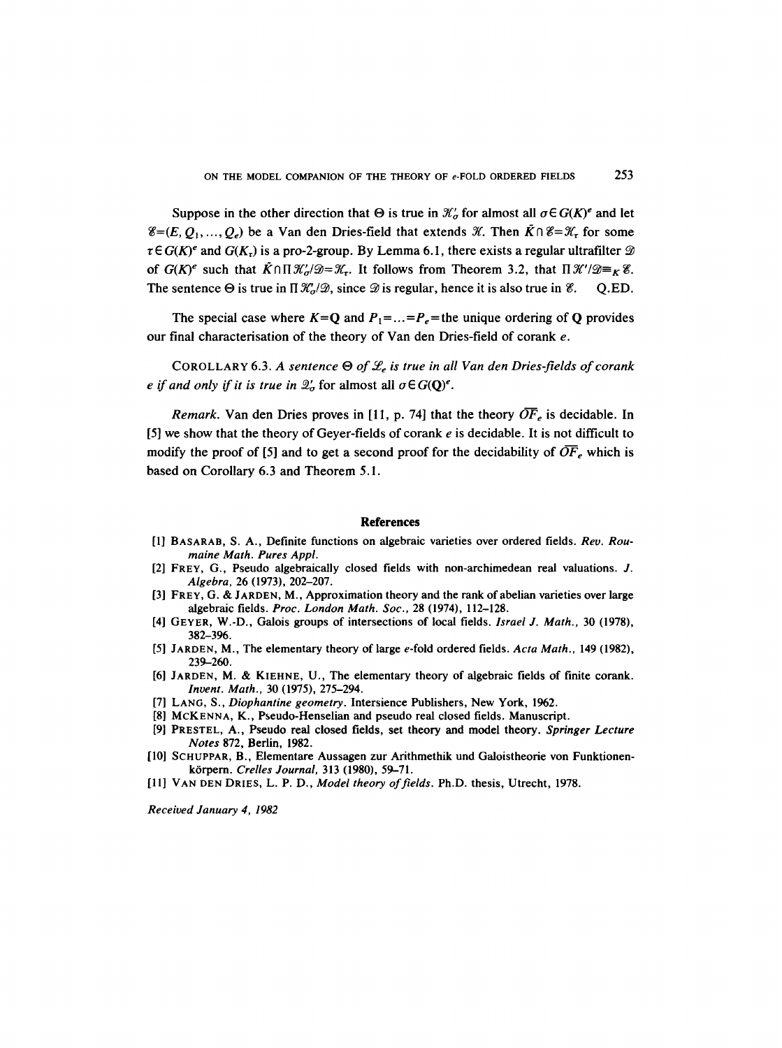Suppose in the other direction that $\Theta$ is true in $\mathcal{K}'_\sigma$ for almost all $\sigma \in G(K)^e$ and let $\mathcal{E}=(E, Q_1, \ldots, Q_e)$ be a Van den Dries-field that extends $\mathcal{K}$. Then $\tilde{K} \cap \mathcal{E} = \mathcal{K}_\tau$ for some $\tau \in G(K)^e$ and $G(K_\tau)$ is a pro-2-group. By Lemma 6.1, there exists a regular ultrafilter $\mathcal{D}$ of $G(K)^e$ such that $\tilde{K} \cap \Pi \mathcal{K}'_\sigma / \mathcal{D} = \mathcal{K}_\tau$. It follows from Theorem 3.2, that $\Pi \mathcal{K}' / \mathcal{D} \equiv_K \mathcal{E}$. The sentence $\Theta$ is true in $\Pi \mathcal{K}'_\sigma / \mathcal{D}$, since $\mathcal{D}$ is regular, hence it is also true in $\mathcal{E}$. Q.ED.

The special case where $K = \mathbf{Q}$ and $P_1 = \ldots = P_e =$ the unique ordering of $\mathbf{Q}$ provides our final characterisation of the theory of Van den Dries-field of corank $e$.

COROLLARY 6.3. *A sentence $\Theta$ of $\mathcal{L}_e$ is true in all Van den Dries-fields of corank e if and only if it is true in $\mathcal{Q}'_\sigma$* for almost all $\sigma \in G(\mathbf{Q})^e$.

*Remark.* Van den Dries proves in [11, p. 74] that the theory $\overline{OF}_e$ is decidable. In [5] we show that the theory of Geyer-fields of corank $e$ is decidable. It is not difficult to modify the proof of [5] and to get a second proof for the decidability of $\overline{OF}_e$ which is based on Corollary 6.3 and Theorem 5.1.

## References

[1] BASARAB, S. A., Definite functions on algebraic varieties over ordered fields. *Rev. Roumaine Math. Pures Appl.*

[2] FREY, G., Pseudo algebraically closed fields with non-archimedean real valuations. *J. Algebra*, 26 (1973), 202–207.

[3] FREY, G. & JARDEN, M., Approximation theory and the rank of abelian varieties over large algebraic fields. *Proc. London Math. Soc.*, 28 (1974), 112–128.

[4] GEYER, W.-D., Galois groups of intersections of local fields. *Israel J. Math.*, 30 (1978), 382–396.

[5] JARDEN, M., The elementary theory of large $e$-fold ordered fields. *Acta Math.*, 149 (1982), 239–260.

[6] JARDEN, M. & KIEHNE, U., The elementary theory of algebraic fields of finite corank. *Invent. Math.*, 30 (1975), 275–294.

[7] LANG, S., *Diophantine geometry*. Intersience Publishers, New York, 1962.

[8] MCKENNA, K., Pseudo-Henselian and pseudo real closed fields. Manuscript.

[9] PRESTEL, A., Pseudo real closed fields, set theory and model theory. *Springer Lecture Notes* 872, Berlin, 1982.

[10] SCHUPPAR, B., Elementare Aussagen zur Arithmethik und Galoistheorie von Funktionenkörpern. *Crelles Journal*, 313 (1980), 59–71.

[11] VAN DEN DRIES, L. P. D., *Model theory of fields*. Ph.D. thesis, Utrecht, 1978.

*Received January 4, 1982*